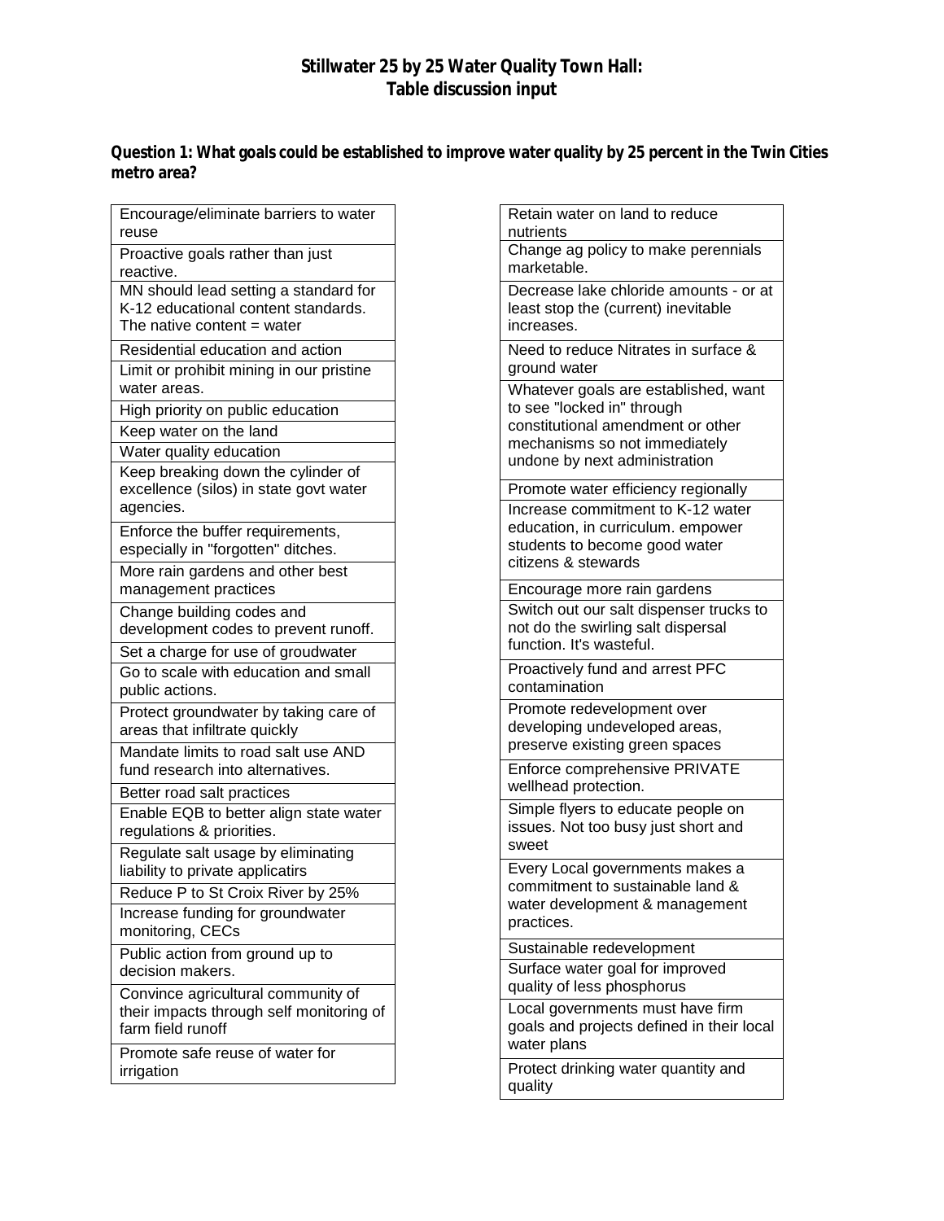# Stillwater 25 by 25 Water Quality Town Hall: Table discussion input

**Question 1: What goals could be established to improve water quality by 25 percent in the Twin Cities metro area?**

| |
|---|
| Encourage/eliminate barriers to water reuse |
| Proactive goals rather than just reactive. |
| MN should lead setting a standard for K-12 educational content standards. The native content = water |
| Residential education and action |
| Limit or prohibit mining in our pristine water areas. |
| High priority on public education |
| Keep water on the land |
| Water quality education |
| Keep breaking down the cylinder of excellence (silos) in state govt water agencies. |
| Enforce the buffer requirements, especially in "forgotten" ditches. |
| More rain gardens and other best management practices |
| Change building codes and development codes to prevent runoff. |
| Set a charge for use of groudwater |
| Go to scale with education and small public actions. |
| Protect groundwater by taking care of areas that infiltrate quickly |
| Mandate limits to road salt use AND fund research into alternatives. |
| Better road salt practices |
| Enable EQB to better align state water regulations & priorities. |
| Regulate salt usage by eliminating liability to private applicatirs |
| Reduce P to St Croix River by 25% |
| Increase funding for groundwater monitoring, CECs |
| Public action from ground up to decision makers. |
| Convince agricultural community of their impacts through self monitoring of farm field runoff |
| Promote safe reuse of water for irrigation |

| |
|---|
| Retain water on land to reduce nutrients |
| Change ag policy to make perennials marketable. |
| Decrease lake chloride amounts - or at least stop the (current) inevitable increases. |
| Need to reduce Nitrates in surface & ground water |
| Whatever goals are established, want to see "locked in" through constitutional amendment or other mechanisms so not immediately undone by next administration |
| Promote water efficiency regionally |
| Increase commitment to K-12 water education, in curriculum. empower students to become good water citizens & stewards |
| Encourage more rain gardens |
| Switch out our salt dispenser trucks to not do the swirling salt dispersal function. It's wasteful. |
| Proactively fund and arrest PFC contamination |
| Promote redevelopment over developing undeveloped areas, preserve existing green spaces |
| Enforce comprehensive PRIVATE wellhead protection. |
| Simple flyers to educate people on issues. Not too busy just short and sweet |
| Every Local governments makes a commitment to sustainable land & water development & management practices. |
| Sustainable redevelopment |
| Surface water goal for improved quality of less phosphorus |
| Local governments must have firm goals and projects defined in their local water plans |
| Protect drinking water quantity and quality |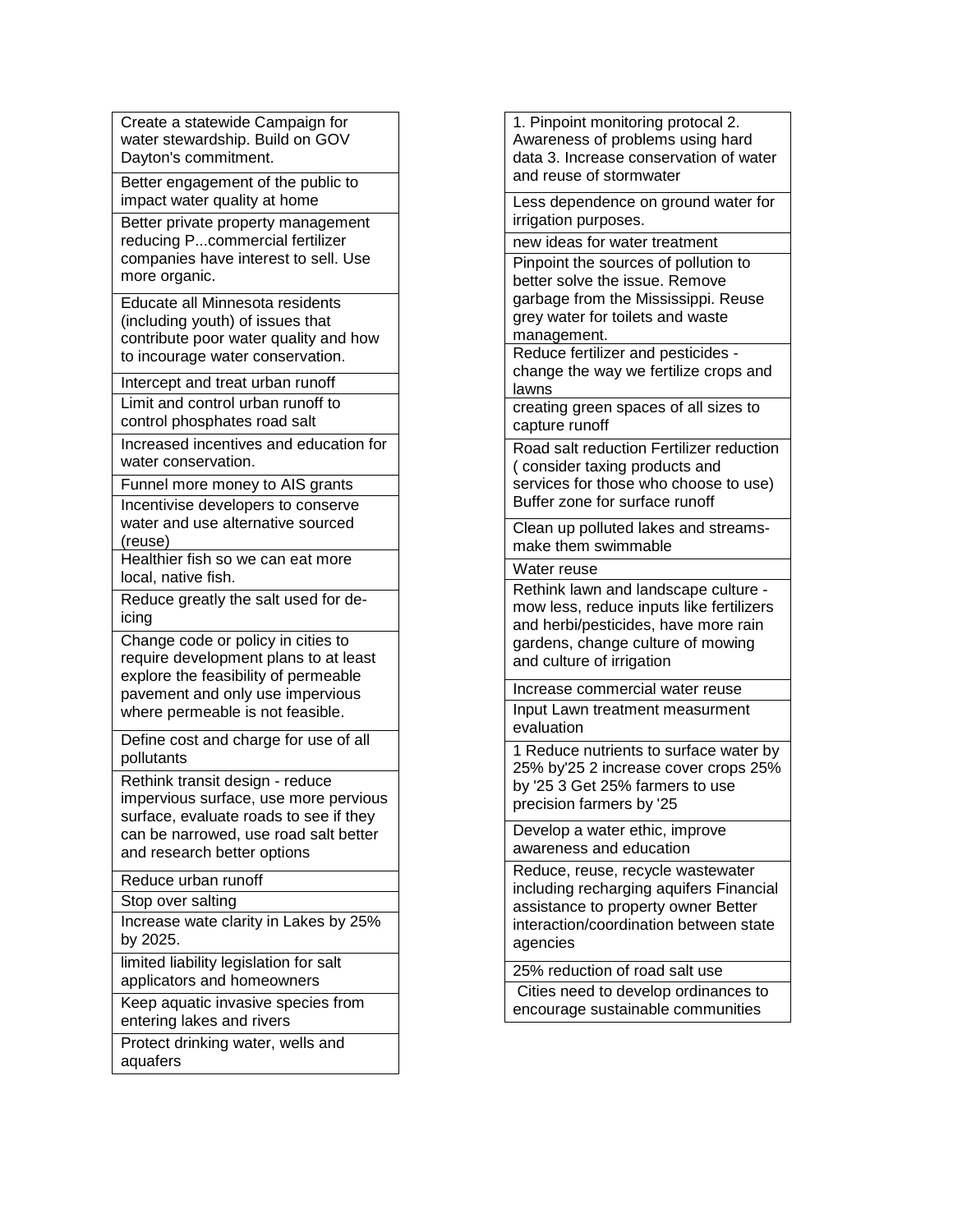| |
|---|
| Create a statewide Campaign for water stewardship. Build on GOV Dayton's commitment. |
| Better engagement of the public to impact water quality at home |
| Better private property management reducing P...commercial fertilizer companies have interest to sell. Use more organic. |
| Educate all Minnesota residents (including youth) of issues that contribute poor water quality and how to incourage water conservation. |
| Intercept and treat urban runoff |
| Limit and control urban runoff to control phosphates road salt |
| Increased incentives and education for water conservation. |
| Funnel more money to AIS grants |
| Incentivise developers to conserve water and use alternative sourced (reuse) |
| Healthier fish so we can eat more local, native fish. |
| Reduce greatly the salt used for de-icing |
| Change code or policy in cities to require development plans to at least explore the feasibility of permeable pavement and only use impervious where permeable is not feasible. |
| Define cost and charge for use of all pollutants |
| Rethink transit design - reduce impervious surface, use more pervious surface, evaluate roads to see if they can be narrowed, use road salt better and research better options |
| Reduce urban runoff |
| Stop over salting |
| Increase wate clarity in Lakes by 25% by 2025. |
| limited liability legislation for salt applicators and homeowners |
| Keep aquatic invasive species from entering lakes and rivers |
| Protect drinking water, wells and aquafers |

| |
|---|
| 1. Pinpoint monitoring protocal 2. Awareness of problems using hard data 3. Increase conservation of water and reuse of stormwater |
| Less dependence on ground water for irrigation purposes. |
| new ideas for water treatment |
| Pinpoint the sources of pollution to better solve the issue. Remove garbage from the Mississippi. Reuse grey water for toilets and waste management. |
| Reduce fertilizer and pesticides - change the way we fertilize crops and lawns |
| creating green spaces of all sizes to capture runoff |
| Road salt reduction Fertilizer reduction ( consider taxing products and services for those who choose to use) Buffer zone for surface runoff |
| Clean up polluted lakes and streams- make them swimmable |
| Water reuse |
| Rethink lawn and landscape culture - mow less, reduce inputs like fertilizers and herbi/pesticides, have more rain gardens, change culture of mowing and culture of irrigation |
| Increase commercial water reuse |
| Input Lawn treatment measurment evaluation |
| 1 Reduce nutrients to surface water by 25% by'25 2 increase cover crops 25% by '25 3 Get 25% farmers to use precision farmers by '25 |
| Develop a water ethic, improve awareness and education |
| Reduce, reuse, recycle wastewater including recharging aquifers Financial assistance to property owner Better interaction/coordination between state agencies |
| 25% reduction of road salt use |
| Cities need to develop ordinances to encourage sustainable communities |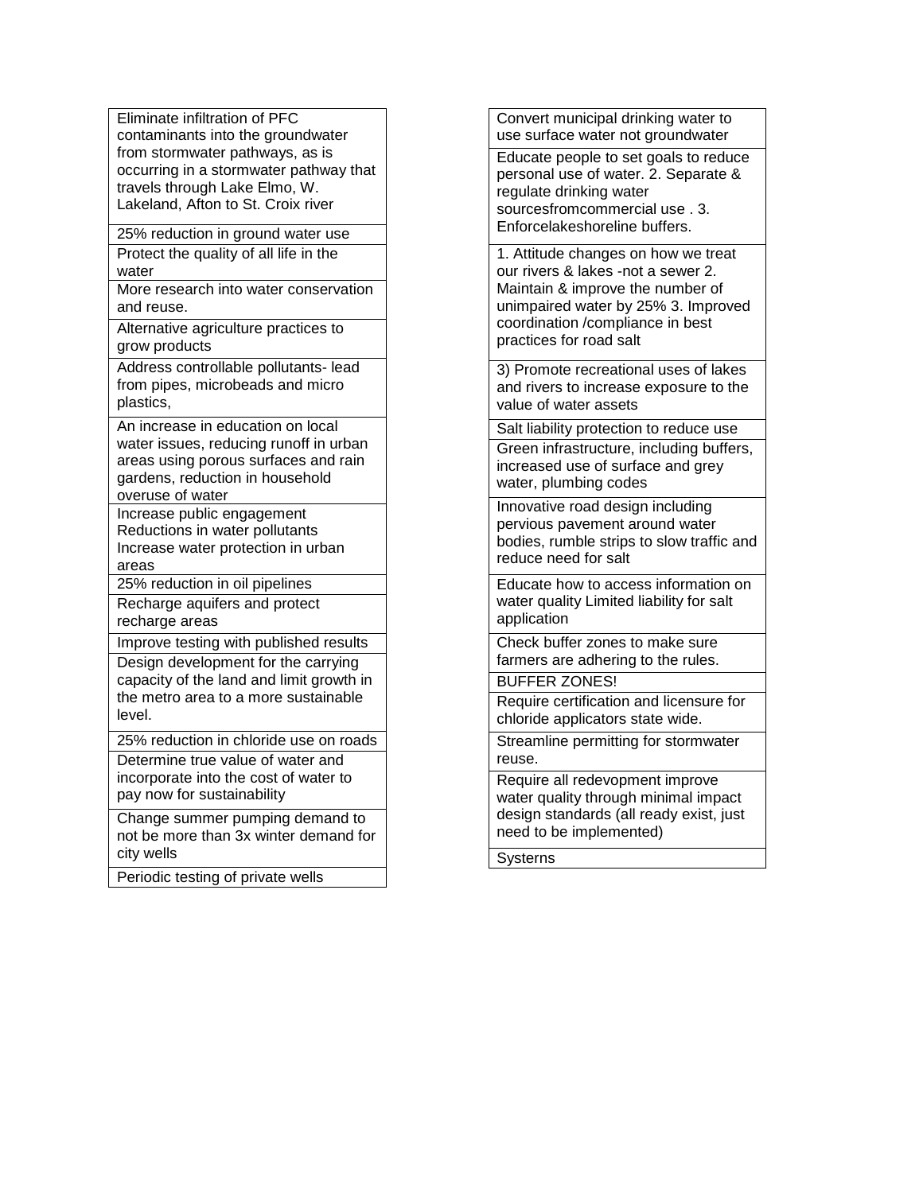| |
|---|
| Eliminate infiltration of PFC contaminants into the groundwater from stormwater pathways, as is occurring in a stormwater pathway that travels through Lake Elmo, W. Lakeland, Afton to St. Croix river |
| 25% reduction in ground water use |
| Protect the quality of all life in the water |
| More research into water conservation and reuse. |
| Alternative agriculture practices to grow products |
| Address controllable pollutants- lead from pipes, microbeads and micro plastics, |
| An increase in education on local water issues, reducing runoff in urban areas using porous surfaces and rain gardens, reduction in household overuse of water |
| Increase public engagement Reductions in water pollutants Increase water protection in urban areas |
| 25% reduction in oil pipelines |
| Recharge aquifers and protect recharge areas |
| Improve testing with published results |
| Design development for the carrying capacity of the land and limit growth in the metro area to a more sustainable level. |
| 25% reduction in chloride use on roads |
| Determine true value of water and incorporate into the cost of water to pay now for sustainability |
| Change summer pumping demand to not be more than 3x winter demand for city wells |
| Periodic testing of private wells |

| |
|---|
| Convert municipal drinking water to use surface water not groundwater |
| Educate people to set goals to reduce personal use of water. 2. Separate & regulate drinking water sourcesfromcommercial use . 3. Enforcelakeshoreline buffers. |
| 1. Attitude changes on how we treat our rivers & lakes -not a sewer 2. Maintain & improve the number of unimpaired water by 25% 3. Improved coordination /compliance in best practices for road salt |
| 3) Promote recreational uses of lakes and rivers to increase exposure to the value of water assets |
| Salt liability protection to reduce use |
| Green infrastructure, including buffers, increased use of surface and grey water, plumbing codes |
| Innovative road design including pervious pavement around water bodies, rumble strips to slow traffic and reduce need for salt |
| Educate how to access information on water quality Limited liability for salt application |
| Check buffer zones to make sure farmers are adhering to the rules. |
| BUFFER ZONES! |
| Require certification and licensure for chloride applicators state wide. |
| Streamline permitting for stormwater reuse. |
| Require all redevopment improve water quality through minimal impact design standards (all ready exist, just need to be implemented) |
| Systerns |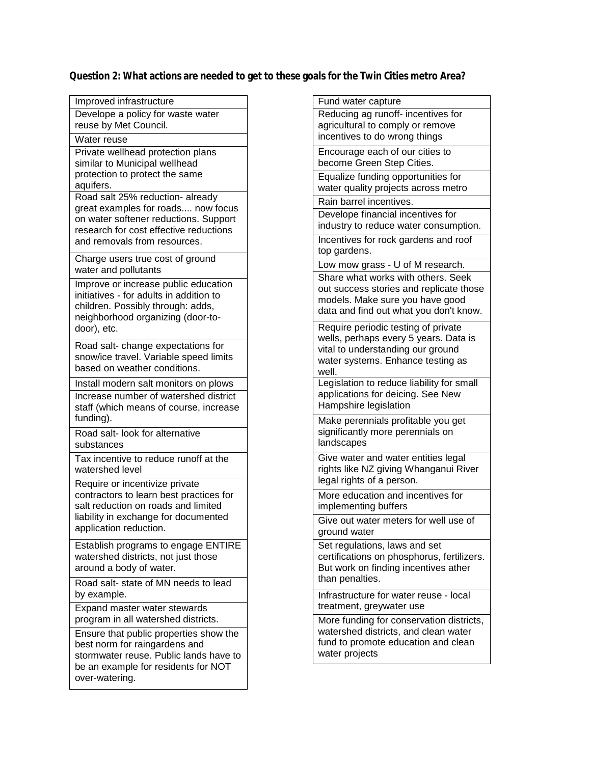**Question 2: What actions are needed to get to these goals for the Twin Cities metro Area?**

| |
|---|
| Improved infrastructure |
| Develope a policy for waste water reuse by Met Council. |
| Water reuse |
| Private wellhead protection plans similar to Municipal wellhead protection to protect the same aquifers. |
| Road salt 25% reduction- already great examples for roads.... now focus on water softener reductions. Support research for cost effective reductions and removals from resources. |
| Charge users true cost of ground water and pollutants |
| Improve or increase public education initiatives - for adults in addition to children. Possibly through: adds, neighborhood organizing (door-to-door), etc. |
| Road salt- change expectations for snow/ice travel. Variable speed limits based on weather conditions. |
| Install modern salt monitors on plows |
| Increase number of watershed district staff (which means of course, increase funding). |
| Road salt- look for alternative substances |
| Tax incentive to reduce runoff at the watershed level |
| Require or incentivize private contractors to learn best practices for salt reduction on roads and limited liability in exchange for documented application reduction. |
| Establish programs to engage ENTIRE watershed districts, not just those around a body of water. |
| Road salt- state of MN needs to lead by example. |
| Expand master water stewards program in all watershed districts. |
| Ensure that public properties show the best norm for raingardens and stormwater reuse. Public lands have to be an example for residents for NOT over-watering. |

| |
|---|
| Fund water capture |
| Reducing ag runoff- incentives for agricultural to comply or remove incentives to do wrong things |
| Encourage each of our cities to become Green Step Cities. |
| Equalize funding opportunities for water quality projects across metro |
| Rain barrel incentives. |
| Develope financial incentives for industry to reduce water consumption. |
| Incentives for rock gardens and roof top gardens. |
| Low mow grass - U of M research. |
| Share what works with others. Seek out success stories and replicate those models. Make sure you have good data and find out what you don't know. |
| Require periodic testing of private wells, perhaps every 5 years. Data is vital to understanding our ground water systems. Enhance testing as well. |
| Legislation to reduce liability for small applications for deicing. See New Hampshire legislation |
| Make perennials profitable you get significantly more perennials on landscapes |
| Give water and water entities legal rights like NZ giving Whanganui River legal rights of a person. |
| More education and incentives for implementing buffers |
| Give out water meters for well use of ground water |
| Set regulations, laws and set certifications on phosphorus, fertilizers. But work on finding incentives ather than penalties. |
| Infrastructure for water reuse - local treatment, greywater use |
| More funding for conservation districts, watershed districts, and clean water fund to promote education and clean water projects |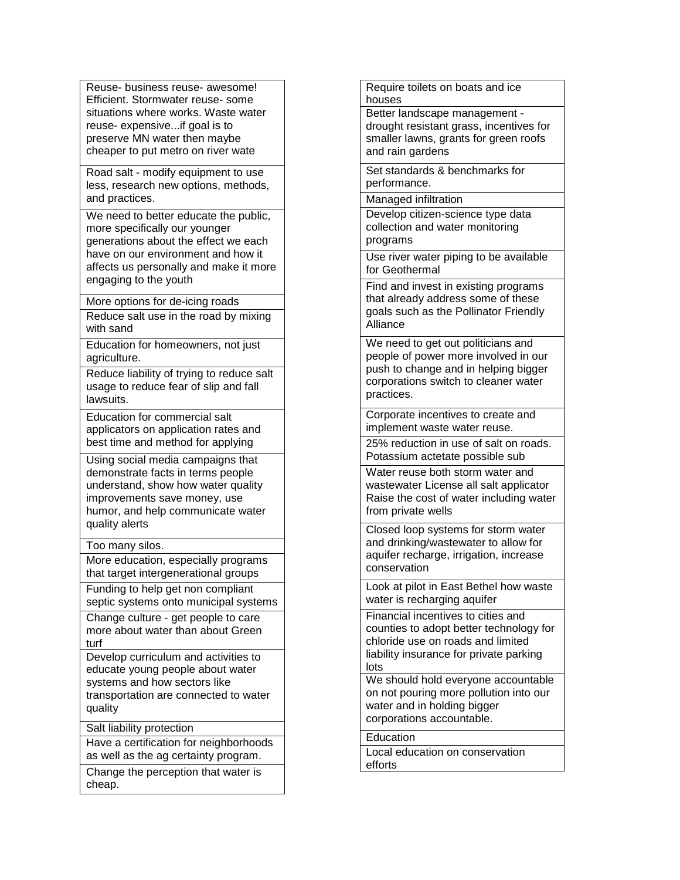| |
|---|
| Reuse- business reuse- awesome! Efficient. Stormwater reuse- some situations where works. Waste water reuse- expensive...if goal is to preserve MN water then maybe cheaper to put metro on river wate |
| Road salt - modify equipment to use less, research new options, methods, and practices. |
| We need to better educate the public, more specifically our younger generations about the effect we each have on our environment and how it affects us personally and make it more engaging to the youth |
| More options for de-icing roads |
| Reduce salt use in the road by mixing with sand |
| Education for homeowners, not just agriculture. |
| Reduce liability of trying to reduce salt usage to reduce fear of slip and fall lawsuits. |
| Education for commercial salt applicators on application rates and best time and method for applying |
| Using social media campaigns that demonstrate facts in terms people understand, show how water quality improvements save money, use humor, and help communicate water quality alerts |
| Too many silos. |
| More education, especially programs that target intergenerational groups |
| Funding to help get non compliant septic systems onto municipal systems |
| Change culture - get people to care more about water than about Green turf |
| Develop curriculum and activities to educate young people about water systems and how sectors like transportation are connected to water quality |
| Salt liability protection |
| Have a certification for neighborhoods as well as the ag certainty program. |
| Change the perception that water is cheap. |

| |
|---|
| Require toilets on boats and ice houses |
| Better landscape management - drought resistant grass, incentives for smaller lawns, grants for green roofs and rain gardens |
| Set standards & benchmarks for performance. |
| Managed infiltration |
| Develop citizen-science type data collection and water monitoring programs |
| Use river water piping to be available for Geothermal |
| Find and invest in existing programs that already address some of these goals such as the Pollinator Friendly Alliance |
| We need to get out politicians and people of power more involved in our push to change and in helping bigger corporations switch to cleaner water practices. |
| Corporate incentives to create and implement waste water reuse. |
| 25% reduction in use of salt on roads. Potassium actetate possible sub |
| Water reuse both storm water and wastewater License all salt applicator Raise the cost of water including water from private wells |
| Closed loop systems for storm water and drinking/wastewater to allow for aquifer recharge, irrigation, increase conservation |
| Look at pilot in East Bethel how waste water is recharging aquifer |
| Financial incentives to cities and counties to adopt better technology for chloride use on roads and limited liability insurance for private parking lots |
| We should hold everyone accountable on not pouring more pollution into our water and in holding bigger corporations accountable. |
| Education |
| Local education on conservation efforts |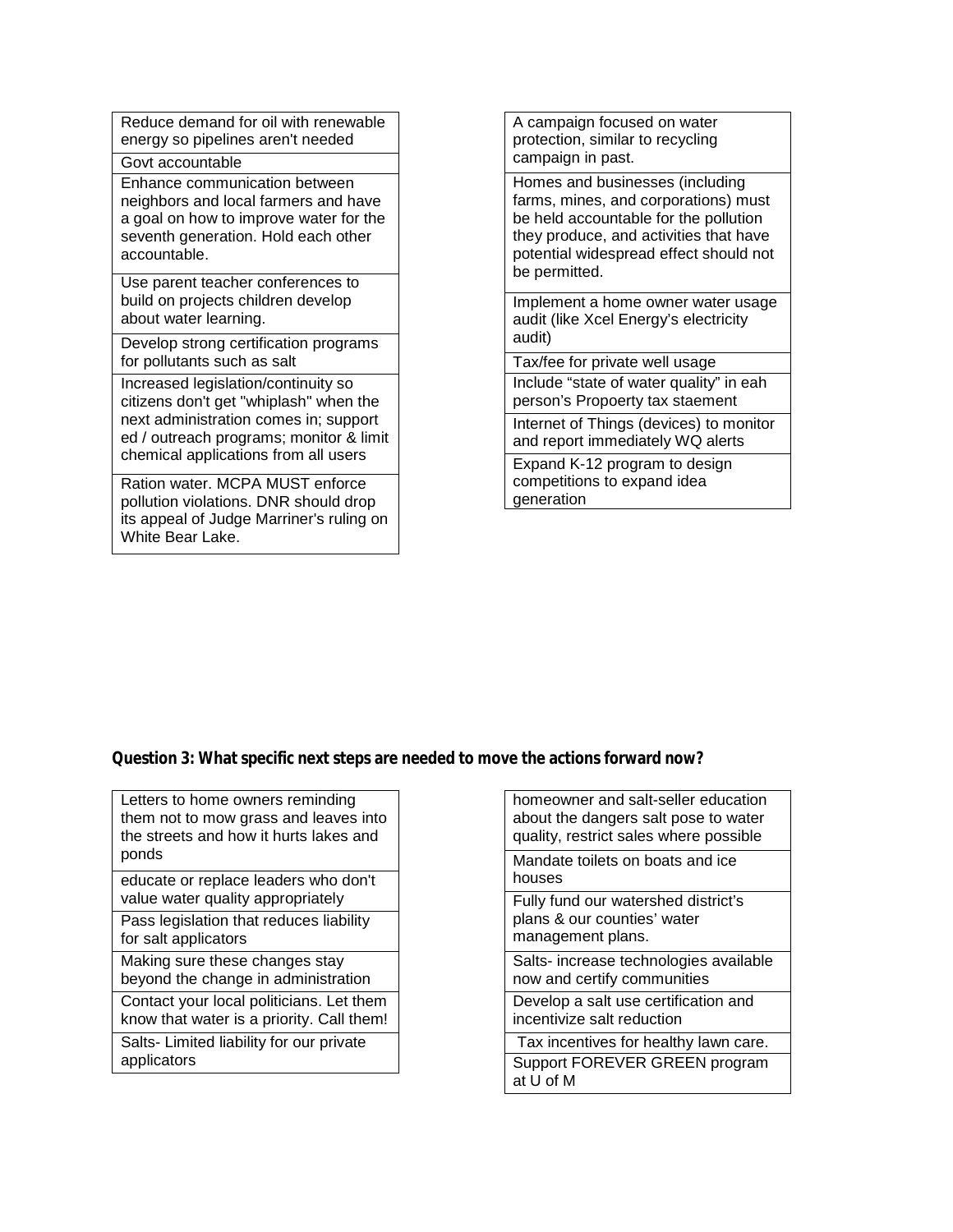| |
|---|
| Reduce demand for oil with renewable energy so pipelines aren't needed |
| Govt accountable |
| Enhance communication between neighbors and local farmers and have a goal on how to improve water for the seventh generation. Hold each other accountable. |
| Use parent teacher conferences to build on projects children develop about water learning. |
| Develop strong certification programs for pollutants such as salt |
| Increased legislation/continuity so citizens don't get "whiplash" when the next administration comes in; support ed / outreach programs; monitor & limit chemical applications from all users |
| Ration water. MCPA MUST enforce pollution violations. DNR should drop its appeal of Judge Marriner's ruling on White Bear Lake. |

| |
|---|
| A campaign focused on water protection, similar to recycling campaign in past. |
| Homes and businesses (including farms, mines, and corporations) must be held accountable for the pollution they produce, and activities that have potential widespread effect should not be permitted. |
| Implement a home owner water usage audit (like Xcel Energy's electricity audit) |
| Tax/fee for private well usage |
| Include "state of water quality" in eah person's Propoerty tax staement |
| Internet of Things (devices) to monitor and report immediately WQ alerts |
| Expand K-12 program to design competitions to expand idea generation |

**Question 3: What specific next steps are needed to move the actions forward now?**

| |
|---|
| Letters to home owners reminding them not to mow grass and leaves into the streets and how it hurts lakes and ponds |
| educate or replace leaders who don't value water quality appropriately |
| Pass legislation that reduces liability for salt applicators |
| Making sure these changes stay beyond the change in administration |
| Contact your local politicians. Let them know that water is a priority. Call them! |
| Salts- Limited liability for our private applicators |

| |
|---|
| homeowner and salt-seller education about the dangers salt pose to water quality, restrict sales where possible |
| Mandate toilets on boats and ice houses |
| Fully fund our watershed district's plans & our counties' water management plans. |
| Salts- increase technologies available now and certify communities |
| Develop a salt use certification and incentivize salt reduction |
| Tax incentives for healthy lawn care. |
| Support FOREVER GREEN program at U of M |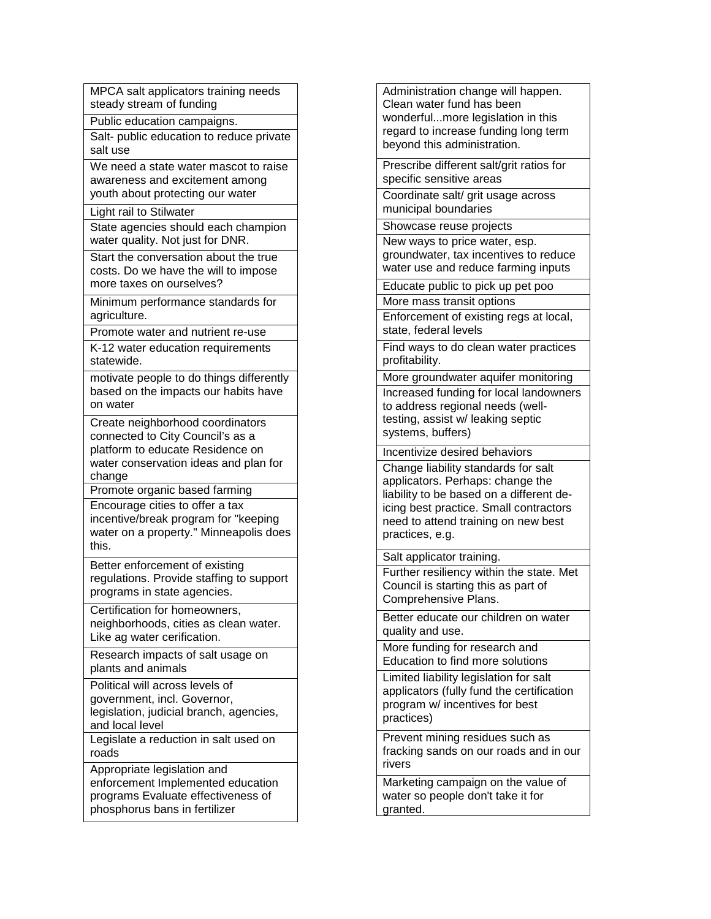| |
|---|
| MPCA salt applicators training needs steady stream of funding |
| Public education campaigns. |
| Salt- public education to reduce private salt use |
| We need a state water mascot to raise awareness and excitement among youth about protecting our water |
| Light rail to Stilwater |
| State agencies should each champion water quality. Not just for DNR. |
| Start the conversation about the true costs. Do we have the will to impose more taxes on ourselves? |
| Minimum performance standards for agriculture. |
| Promote water and nutrient re-use |
| K-12 water education requirements statewide. |
| motivate people to do things differently based on the impacts our habits have on water |
| Create neighborhood coordinators connected to City Council's as a platform to educate Residence on water conservation ideas and plan for change |
| Promote organic based farming |
| Encourage cities to offer a tax incentive/break program for "keeping water on a property." Minneapolis does this. |
| Better enforcement of existing regulations. Provide staffing to support programs in state agencies. |
| Certification for homeowners, neighborhoods, cities as clean water. Like ag water cerification. |
| Research impacts of salt usage on plants and animals |
| Political will across levels of government, incl. Governor, legislation, judicial branch, agencies, and local level |
| Legislate a reduction in salt used on roads |
| Appropriate legislation and enforcement Implemented education programs Evaluate effectiveness of phosphorus bans in fertilizer |

| |
|---|
| Administration change will happen. Clean water fund has been wonderful...more legislation in this regard to increase funding long term beyond this administration. |
| Prescribe different salt/grit ratios for specific sensitive areas |
| Coordinate salt/ grit usage across municipal boundaries |
| Showcase reuse projects |
| New ways to price water, esp. groundwater, tax incentives to reduce water use and reduce farming inputs |
| Educate public to pick up pet poo |
| More mass transit options |
| Enforcement of existing regs at local, state, federal levels |
| Find ways to do clean water practices profitability. |
| More groundwater aquifer monitoring |
| Increased funding for local landowners to address regional needs (well-testing, assist w/ leaking septic systems, buffers) |
| Incentivize desired behaviors |
| Change liability standards for salt applicators. Perhaps: change the liability to be based on a different de-icing best practice. Small contractors need to attend training on new best practices, e.g. |
| Salt applicator training. |
| Further resiliency within the state. Met Council is starting this as part of Comprehensive Plans. |
| Better educate our children on water quality and use. |
| More funding for research and Education to find more solutions |
| Limited liability legislation for salt applicators (fully fund the certification program w/ incentives for best practices) |
| Prevent mining residues such as fracking sands on our roads and in our rivers |
| Marketing campaign on the value of water so people don't take it for granted. |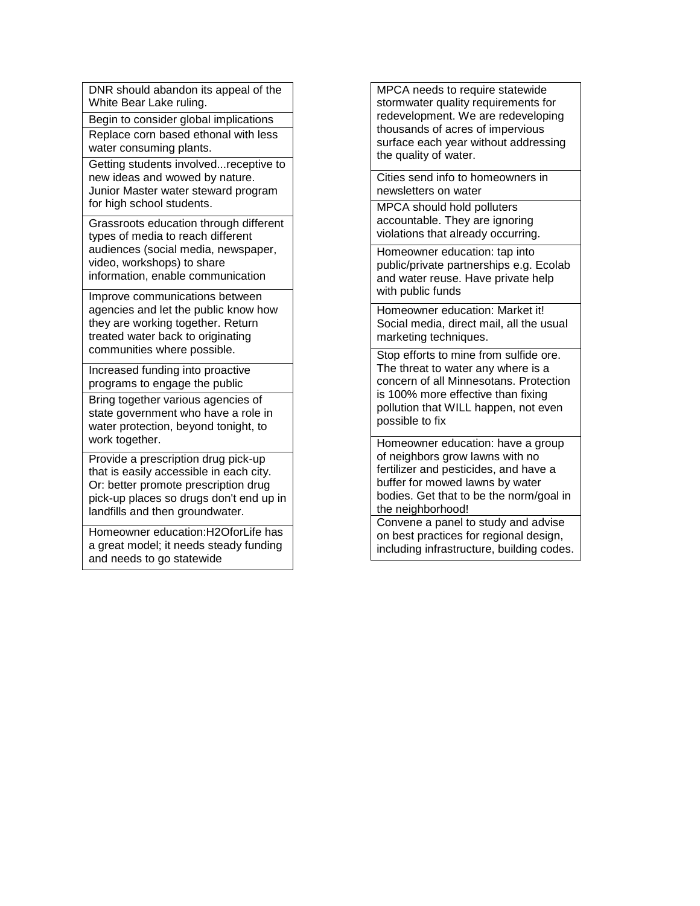DNR should abandon its appeal of the White Bear Lake ruling.

Begin to consider global implications

Replace corn based ethonal with less water consuming plants.

Getting students involved...receptive to new ideas and wowed by nature. Junior Master water steward program for high school students.

Grassroots education through different types of media to reach different audiences (social media, newspaper, video, workshops) to share information, enable communication

Improve communications between agencies and let the public know how they are working together. Return treated water back to originating communities where possible.

Increased funding into proactive programs to engage the public

Bring together various agencies of state government who have a role in water protection, beyond tonight, to work together.

Provide a prescription drug pick-up that is easily accessible in each city. Or: better promote prescription drug pick-up places so drugs don't end up in landfills and then groundwater.

Homeowner education:H2OforLife has a great model; it needs steady funding and needs to go statewide

MPCA needs to require statewide stormwater quality requirements for redevelopment. We are redeveloping thousands of acres of impervious surface each year without addressing the quality of water.

Cities send info to homeowners in newsletters on water

MPCA should hold polluters accountable. They are ignoring violations that already occurring.

Homeowner education: tap into public/private partnerships e.g. Ecolab and water reuse. Have private help with public funds

Homeowner education: Market it! Social media, direct mail, all the usual marketing techniques.

Stop efforts to mine from sulfide ore. The threat to water any where is a concern of all Minnesotans. Protection is 100% more effective than fixing pollution that WILL happen, not even possible to fix

Homeowner education: have a group of neighbors grow lawns with no fertilizer and pesticides, and have a buffer for mowed lawns by water bodies. Get that to be the norm/goal in the neighborhood!

Convene a panel to study and advise on best practices for regional design, including infrastructure, building codes.